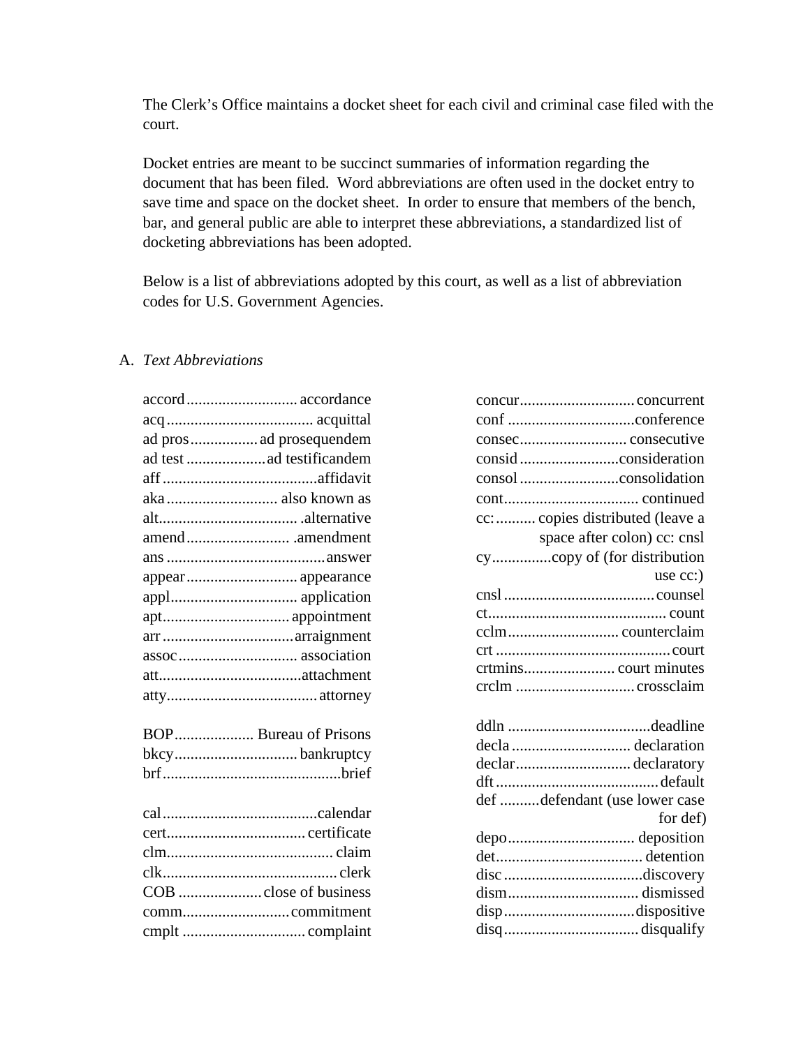The Clerk's Office maintains a docket sheet for each civil and criminal case filed with the court.

Docket entries are meant to be succinct summaries of information regarding the document that has been filed. Word abbreviations are often used in the docket entry to save time and space on the docket sheet. In order to ensure that members of the bench, bar, and general public are able to interpret these abbreviations, a standardized list of docketing abbreviations has been adopted.

Below is a list of abbreviations adopted by this court, as well as a list of abbreviation codes for U.S. Government Agencies.

## A. *Text Abbreviations*

accord............................accordance
acq.....................................acquittal
ad pros.................ad prosequendem
ad test....................ad testificandem
aff.......................................affidavit
aka............................also known as
alt...................................alternative
amend...........................amendment
ans........................................answer
appear............................appearance
appl................................application
apt................................appointment
arr.................................arraignment
assoc..............................association
att....................................attachment
atty.......................................attorney

BOP....................Bureau of Prisons
bkcy...............................bankruptcy
brf.............................................brief

cal.......................................calendar
cert...................................certificate
clm.........................................claim
clk............................................clerk
COB.....................close of business
comm...........................commitment
cmplt...............................complaint

concur............................concurrent
conf................................conference
consec...........................consecutive
consid.........................consideration
consol.........................consolidation
cont.................................continued
cc:..........copies distributed (leave a space after colon) cc: cnsl
cy..............copy of (for distribution use cc:)
cnsl......................................counsel
ct.............................................count
cclm............................counterclaim
crt.............................................court
crtmins.......................court minutes
crclm..............................crossclaim

ddln....................................deadline
decla..............................declaration
declar.............................declaratory
dft..........................................default
def..........defendant (use lower case for def)
depo................................deposition
det.....................................detention
disc...................................discovery
dism.................................dismissed
disp.................................dispositive
disq..................................disqualify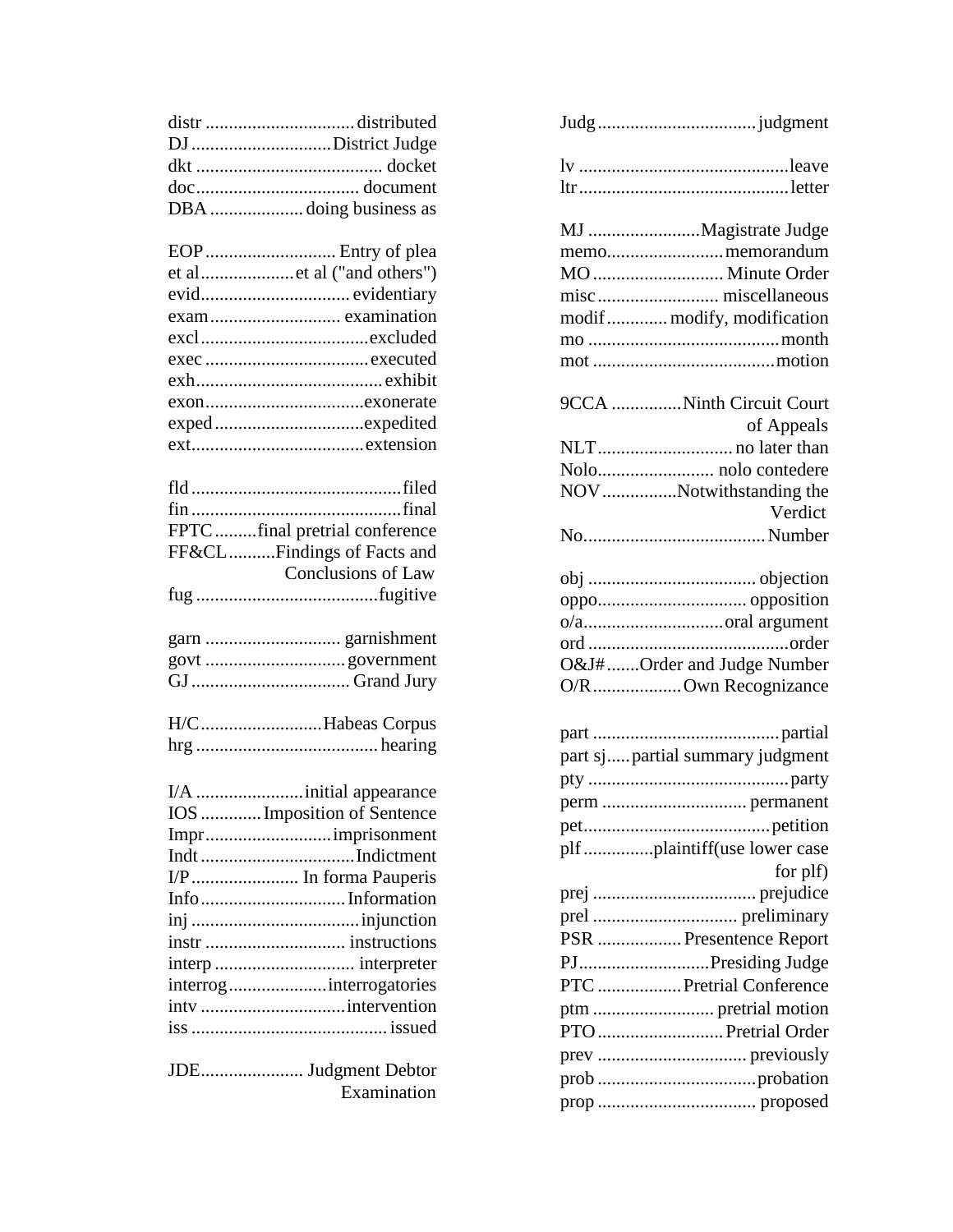distr ................................ distributed
DJ ............................. District Judge
dkt ........................................ docket
doc................................... document
DBA .................... doing business as

EOP ............................ Entry of plea
et al .................... et al ("and others")
evid................................ evidentiary
exam............................ examination
excl ....................................excluded
exec ................................... executed
exh ........................................ exhibit
exon.................................. exonerate
exped ................................expedited
ext..................................... extension

fld ............................................. filed
fin ............................................. final
FPTC .........final pretrial conference
FF&CL ..........Findings of Facts and Conclusions of Law
fug .......................................fugitive

garn ............................. garnishment
govt .............................. government
GJ .................................. Grand Jury

H/C ..........................Habeas Corpus
hrg ....................................... hearing

I/A .......................initial appearance
IOS ............. Imposition of Sentence
Impr........................... imprisonment
Indt .................................Indictment
I/P ....................... In forma Pauperis
Info ............................... Information
inj ....................................injunction
instr .............................. instructions
interp .............................. interpreter
interrog.....................interrogatories
intv ............................... intervention
iss .......................................... issued

JDE...................... Judgment Debtor Examination

Judg .................................. judgment

lv .............................................leave
ltr.............................................letter

MJ ........................Magistrate Judge
memo......................... memorandum
MO ............................ Minute Order
misc .......................... miscellaneous
modif ............. modify, modification
mo .........................................month
mot .......................................motion

9CCA ...............Ninth Circuit Court of Appeals
NLT............................. no later than
Nolo......................... nolo contedere
NOV................Notwithstanding the Verdict
No....................................... Number

obj .................................... objection
oppo................................ opposition
o/a.............................. oral argument
ord ............................................order
O&J# .......Order and Judge Number
O/R................... Own Recognizance

part ........................................partial
part sj..... partial summary judgment
pty ...........................................party
perm ............................... permanent
pet........................................petition
plf ..............plaintiff(use lower case for plf)
prej ................................... prejudice
prel ............................... preliminary
PSR .................. Presentence Report
PJ............................Presiding Judge
PTC .................. Pretrial Conference
ptm .......................... pretrial motion
PTO ........................... Pretrial Order
prev ................................ previously
prob ..................................probation
prop .................................. proposed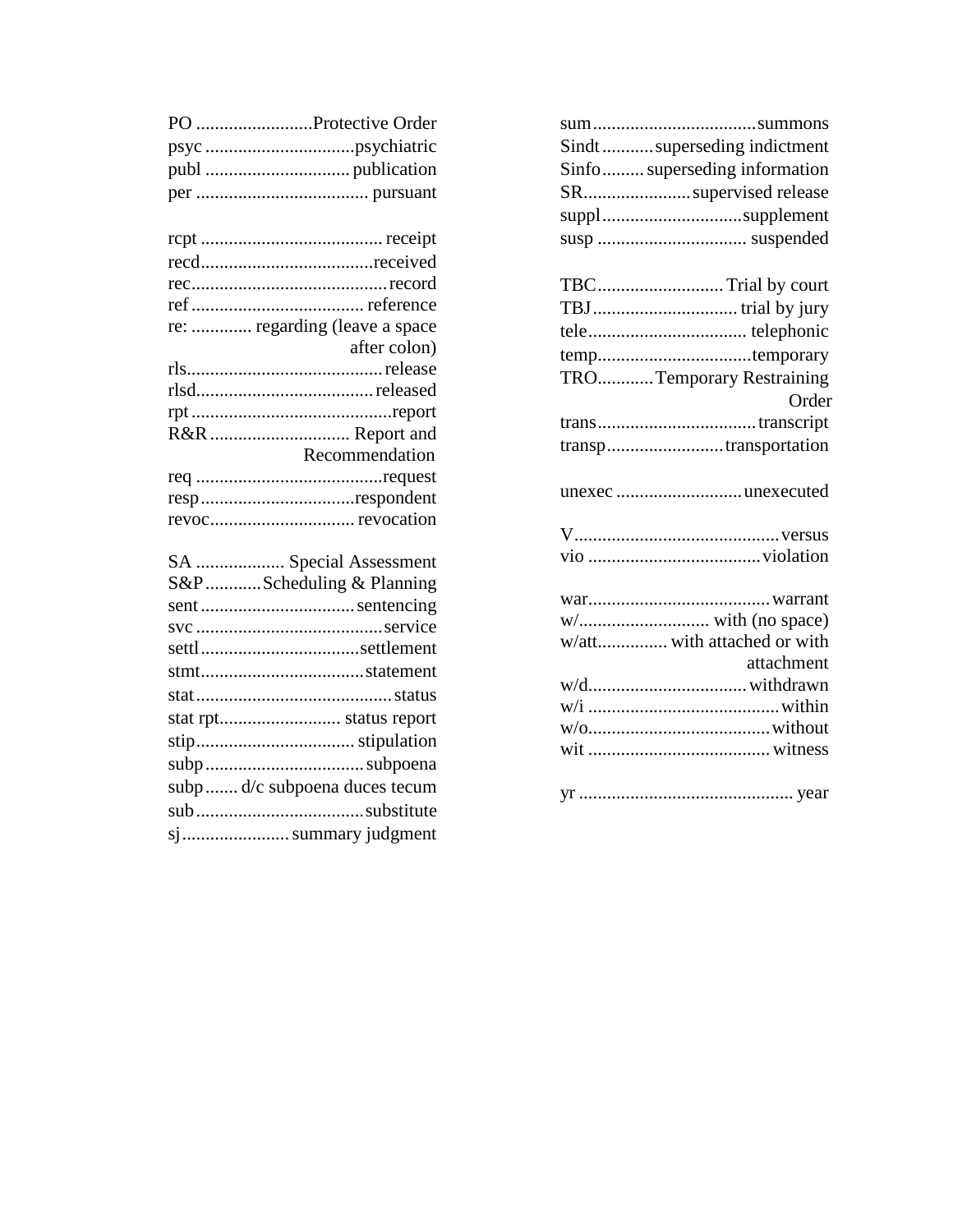PO .........................Protective Order
psyc ................................psychiatric
publ ............................... publication
per ..................................... pursuant

rcpt ....................................... receipt
recd.....................................received
rec..........................................record
ref ..................................... reference
re: ............. regarding (leave a space after colon)
rls..........................................release
rlsd......................................released
rpt ...........................................report
R&R .............................. Report and Recommendation
req ........................................request
resp.................................respondent
revoc............................... revocation

SA ................... Special Assessment
S&P............Scheduling & Planning
sent .................................sentencing
svc ........................................service
settl..................................settlement
stmt...................................statement
stat ..........................................status
stat rpt.......................... status report
stip.................................. stipulation
subp ..................................subpoena
subp ....... d/c subpoena duces tecum
sub....................................substitute
sj ....................... summary judgment

sum...................................summons
Sindt ...........superseding indictment
Sinfo......... superseding information
SR.......................supervised release
suppl..............................supplement
susp ................................ suspended

TBC........................... Trial by court
TBJ ............................... trial by jury
tele.................................. telephonic
temp.................................temporary
TRO............Temporary Restraining Order
trans..................................transcript
transp.........................transportation

unexec ...........................unexecuted

V............................................versus
vio .....................................violation

war.......................................warrant
w/............................ with (no space)
w/att............... with attached or with attachment
w/d..................................withdrawn
w/i .........................................within
w/o.......................................without
wit ....................................... witness

yr .............................................. year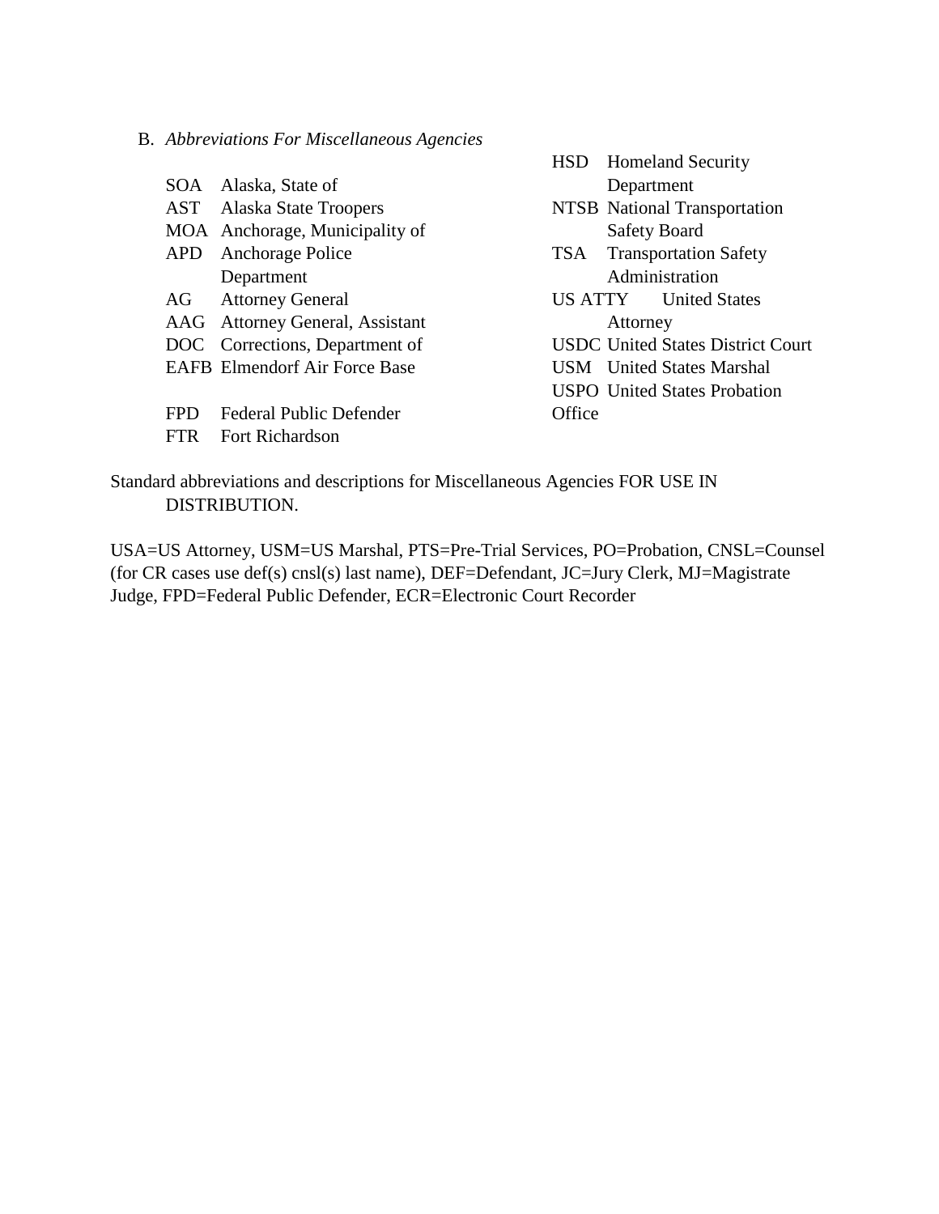B. *Abbreviations For Miscellaneous Agencies*

| | |
|---|---|
| SOA | Alaska, State of |
| AST | Alaska State Troopers |
| MOA | Anchorage, Municipality of |
| APD | Anchorage Police Department |
| AG | Attorney General |
| AAG | Attorney General, Assistant |
| DOC | Corrections, Department of |
| EAFB | Elmendorf Air Force Base |
| FPD | Federal Public Defender |
| FTR | Fort Richardson |
| HSD | Homeland Security Department |
| NTSB | National Transportation Safety Board |
| TSA | Transportation Safety Administration |
| US ATTY | United States Attorney |
| USDC | United States District Court |
| USM | United States Marshal |
| USPO | United States Probation Office |

Standard abbreviations and descriptions for Miscellaneous Agencies FOR USE IN DISTRIBUTION.

USA=US Attorney, USM=US Marshal, PTS=Pre-Trial Services, PO=Probation, CNSL=Counsel (for CR cases use def(s) cnsl(s) last name), DEF=Defendant, JC=Jury Clerk, MJ=Magistrate Judge, FPD=Federal Public Defender, ECR=Electronic Court Recorder